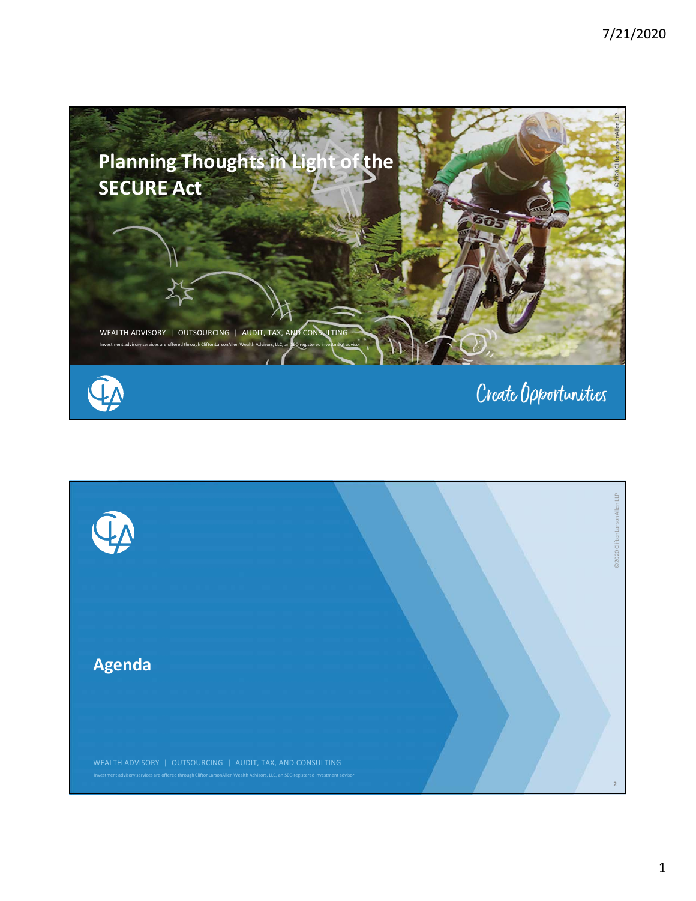# Planning Thoughts in Light of the SECURE Act

WEALTH ADVISORY | OUTSOURCING | AUDIT, TAX, AND CONSULTING

Investment advisory services are offered through CliftonLarsonAllen Wealth Advisors, LLC, an SEC-registered investment advisor

Create Opportunities

©2020 CliftonLarsonAllen LLP

## Agenda

WEALTH ADVISORY | OUTSOURCING | AUDIT, TAX, AND CONSULTING

Investment advisory services are offered through CliftonLarsonAllen Wealth Advisors, LLC, an SEC-registered investment advisor

©2020 CliftonLarsonAllen LLP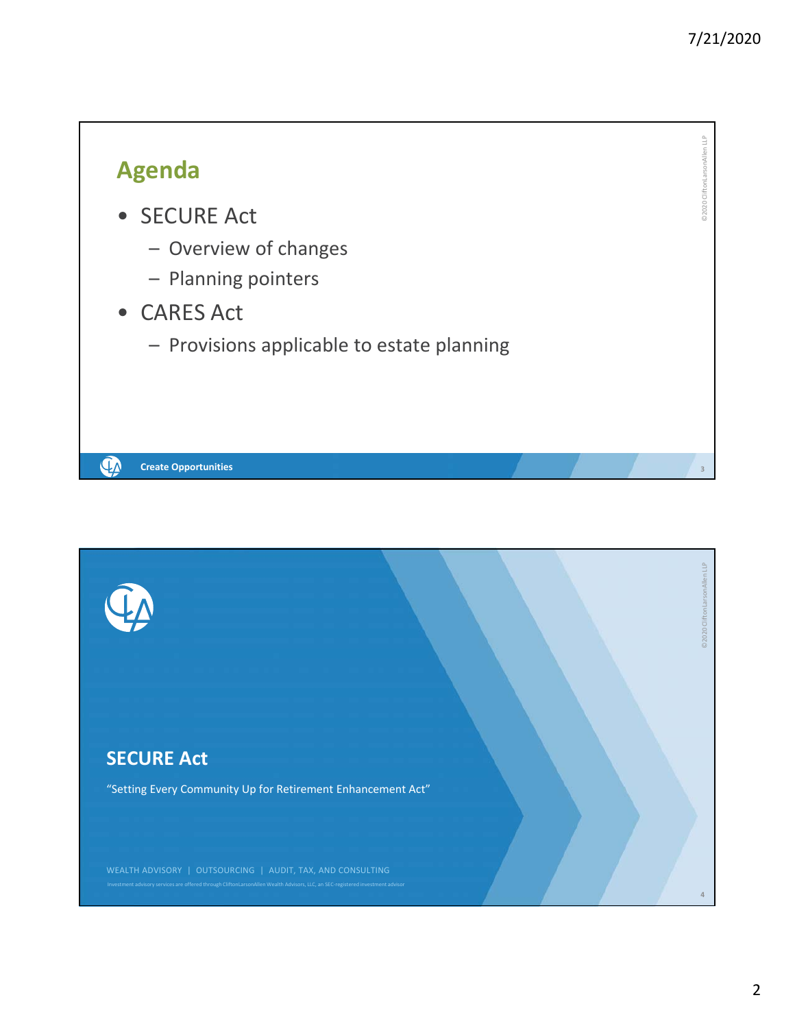## Agenda

- SECURE Act
  - Overview of changes
  - Planning pointers
- CARES Act
  - Provisions applicable to estate planning

Create Opportunities

## SECURE Act

"Setting Every Community Up for Retirement Enhancement Act"

WEALTH ADVISORY | OUTSOURCING | AUDIT, TAX, AND CONSULTING

Investment advisory services are offered through CliftonLarsonAllen Wealth Advisors, LLC, an SEC-registered investment advisor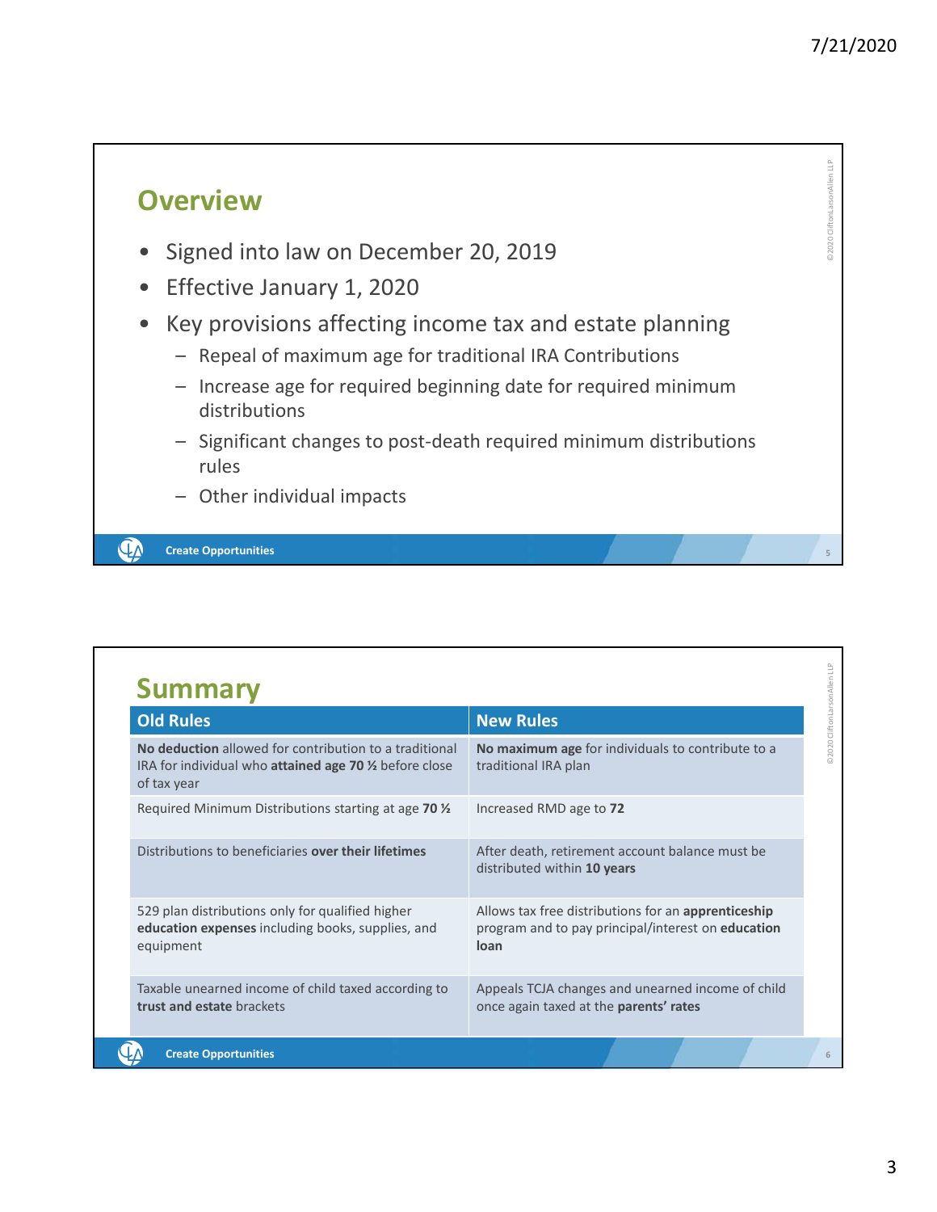## Overview

- Signed into law on December 20, 2019
- Effective January 1, 2020
- Key provisions affecting income tax and estate planning
  - Repeal of maximum age for traditional IRA Contributions
  - Increase age for required beginning date for required minimum distributions
  - Significant changes to post-death required minimum distributions rules
  - Other individual impacts

## Summary

| Old Rules | New Rules |
|---|---|
| **No deduction** allowed for contribution to a traditional IRA for individual who **attained age 70 ½** before close of tax year | **No maximum age** for individuals to contribute to a traditional IRA plan |
| Required Minimum Distributions starting at age **70 ½** | Increased RMD age to **72** |
| Distributions to beneficiaries **over their lifetimes** | After death, retirement account balance must be distributed within **10 years** |
| 529 plan distributions only for qualified higher **education expenses** including books, supplies, and equipment | Allows tax free distributions for an **apprenticeship** program and to pay principal/interest on **education loan** |
| Taxable unearned income of child taxed according to **trust and estate** brackets | Appeals TCJA changes and unearned income of child once again taxed at the **parents' rates** |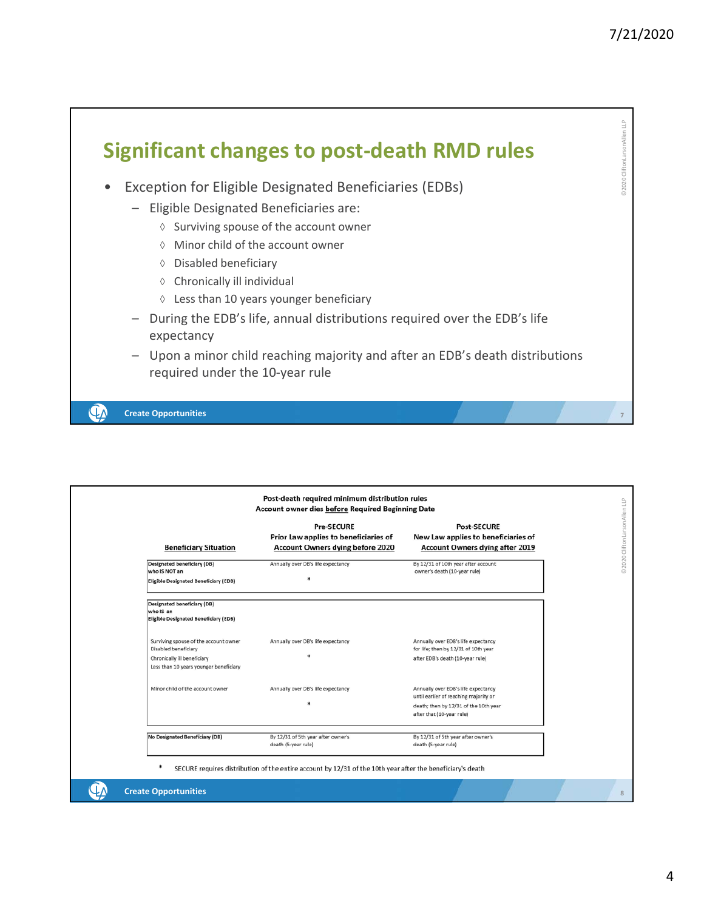## Significant changes to post-death RMD rules

- Exception for Eligible Designated Beneficiaries (EDBs)
  - Eligible Designated Beneficiaries are:
    - ◊ Surviving spouse of the account owner
    - ◊ Minor child of the account owner
    - ◊ Disabled beneficiary
    - ◊ Chronically ill individual
    - ◊ Less than 10 years younger beneficiary
  - During the EDB's life, annual distributions required over the EDB's life expectancy
  - Upon a minor child reaching majority and after an EDB's death distributions required under the 10-year rule

Create Opportunities

**Post-death required minimum distribution rules**
**Account owner dies before Required Beginning Date**

| Beneficiary Situation | Pre-SECURE<br>Prior Law applies to beneficiaries of Account Owners dying before 2020 | Post-SECURE<br>New Law applies to beneficiaries of Account Owners dying after 2019 |
|---|---|---|
| **Designated beneficiary (DB) who IS NOT an Eligible Designated Beneficiary (EDB)** | Annually over DB's life expectancy * | By 12/31 of 10th year after account owner's death (10-year rule) |
| **Designated beneficiary (DB) who IS an Eligible Designated Beneficiary (EDB)** | | |
| Surviving spouse of the account owner<br>Disabled beneficiary<br>Chronically ill beneficiary<br>Less than 10 years younger beneficiary | Annually over DB's life expectancy * | Annually over EDB's life expectancy for life; then by 12/31 of 10th year after EDB's death (10-year rule) |
| Minor child of the account owner | Annually over DB's life expectancy * | Annually over EDB's life expectancy until earlier of reaching majority or death; then by 12/31 of the 10th year after that (10-year rule) |
| **No Designated Beneficiary (DB)** | By 12/31 of 5th year after owner's death (5-year rule) | By 12/31 of 5th year after owner's death (5-year rule) |

\* SECURE requires distribution of the entire account by 12/31 of the 10th year after the beneficiary's death

Create Opportunities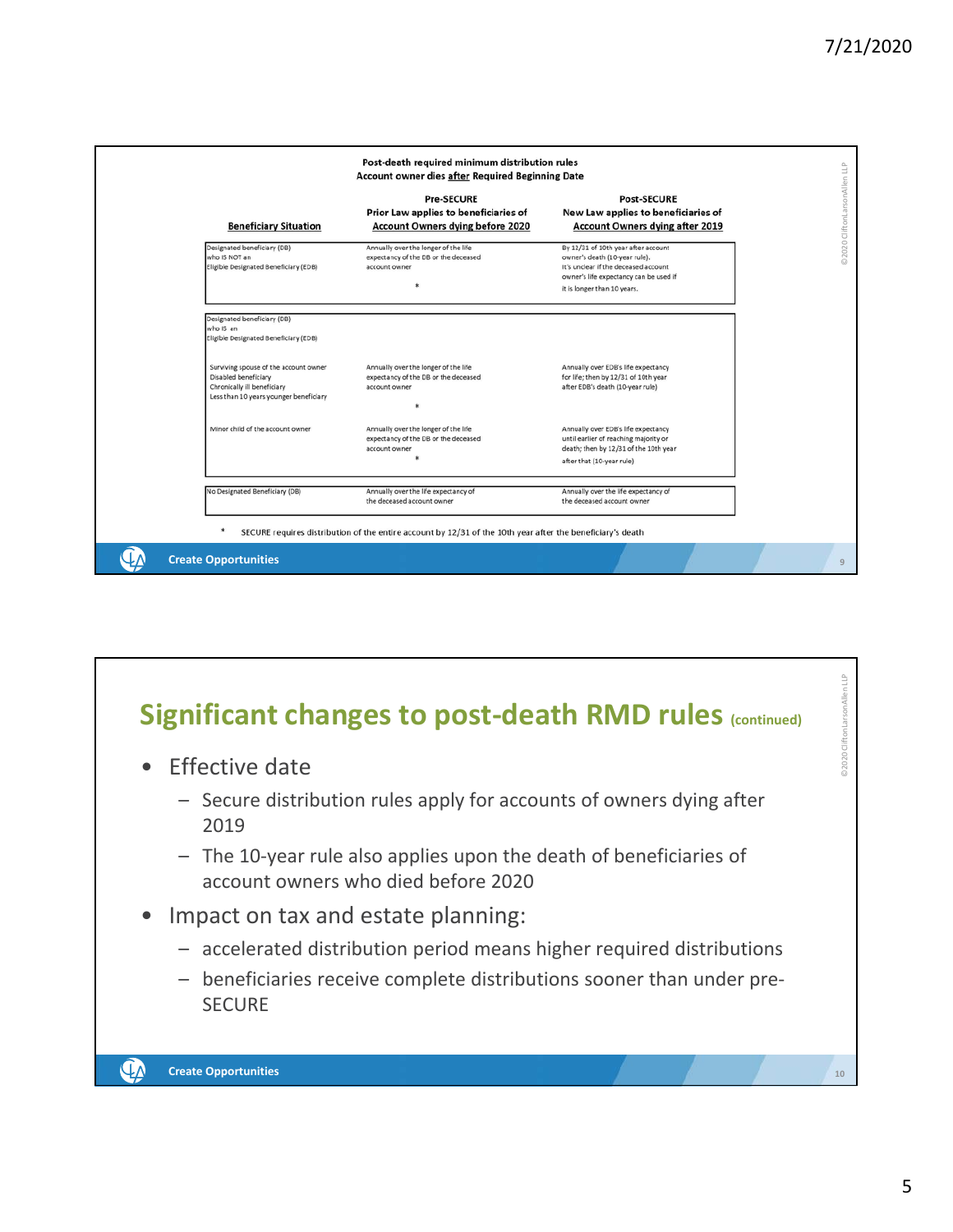**Post-death required minimum distribution rules**
**Account owner dies after Required Beginning Date**

| Beneficiary Situation | Pre-SECURE Prior Law applies to beneficiaries of Account Owners dying before 2020 | Post-SECURE New Law applies to beneficiaries of Account Owners dying after 2019 |
|---|---|---|
| Designated beneficiary (DB) who IS NOT an Eligible Designated Beneficiary (EDB) | Annually over the longer of the life expectancy of the DB or the deceased account owner * | By 12/31 of 10th year after account owner's death (10-year rule). It's unclear if the deceased account owner's life expectancy can be used if it is longer than 10 years. |
| Designated beneficiary (DB) who IS an Eligible Designated Beneficiary (EDB) | | |
| Surviving spouse of the account owner; Disabled beneficiary; Chronically ill beneficiary; Less than 10 years younger beneficiary | Annually over the longer of the life expectancy of the DB or the deceased account owner * | Annually over EDB's life expectancy for life; then by 12/31 of 10th year after EDB's death (10-year rule) |
| Minor child of the account owner | Annually over the longer of the life expectancy of the DB or the deceased account owner * | Annually over EDB's life expectancy until earlier of reaching majority or death; then by 12/31 of the 10th year after that (10-year rule) |
| No Designated Beneficiary (DB) | Annually over the life expectancy of the deceased account owner | Annually over the life expectancy of the deceased account owner |

\* SECURE requires distribution of the entire account by 12/31 of the 10th year after the beneficiary's death

## Significant changes to post-death RMD rules (continued)

- Effective date
  - Secure distribution rules apply for accounts of owners dying after 2019
  - The 10-year rule also applies upon the death of beneficiaries of account owners who died before 2020
- Impact on tax and estate planning:
  - accelerated distribution period means higher required distributions
  - beneficiaries receive complete distributions sooner than under pre-SECURE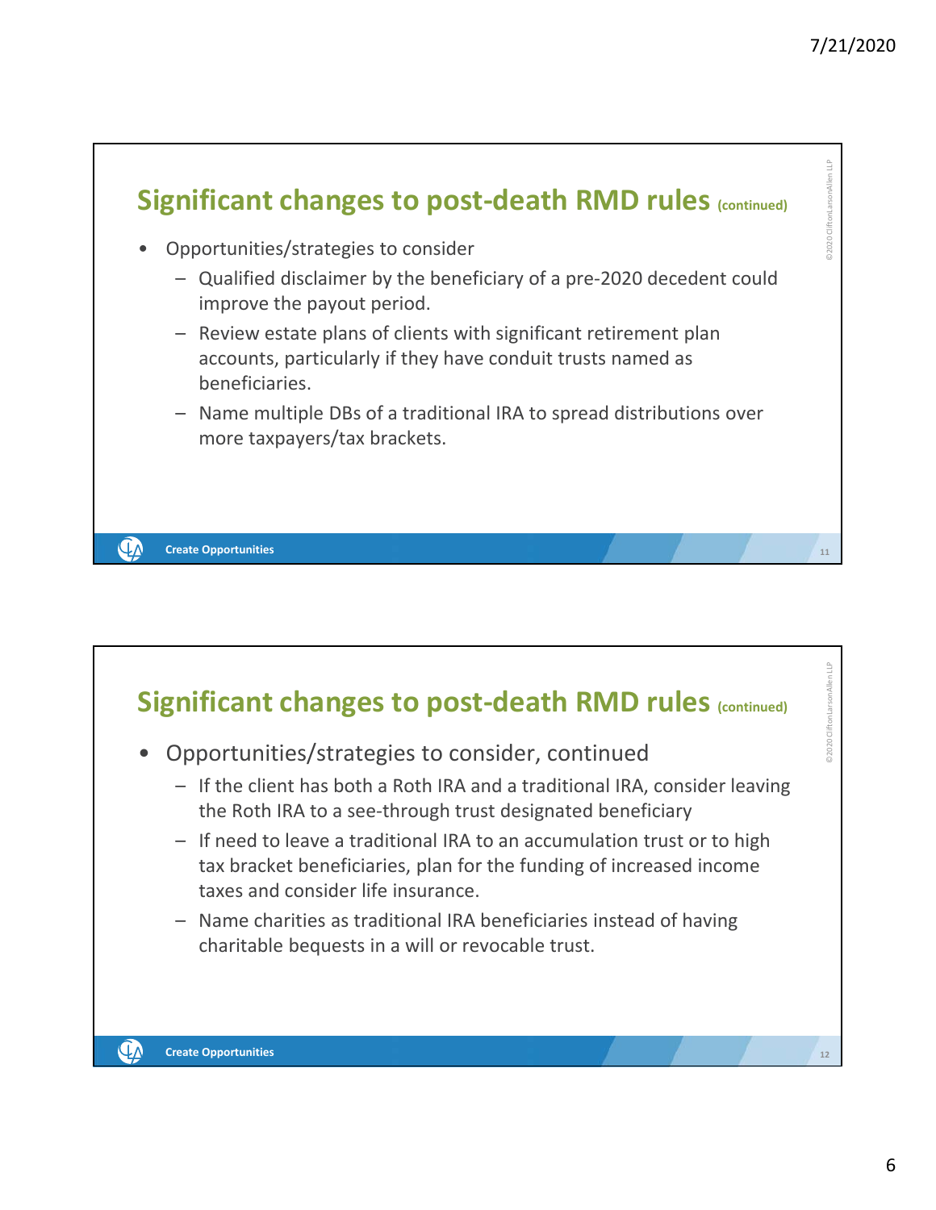## Significant changes to post-death RMD rules (continued)

- Opportunities/strategies to consider
  - Qualified disclaimer by the beneficiary of a pre-2020 decedent could improve the payout period.
  - Review estate plans of clients with significant retirement plan accounts, particularly if they have conduit trusts named as beneficiaries.
  - Name multiple DBs of a traditional IRA to spread distributions over more taxpayers/tax brackets.

## Significant changes to post-death RMD rules (continued)

- Opportunities/strategies to consider, continued
  - If the client has both a Roth IRA and a traditional IRA, consider leaving the Roth IRA to a see-through trust designated beneficiary
  - If need to leave a traditional IRA to an accumulation trust or to high tax bracket beneficiaries, plan for the funding of increased income taxes and consider life insurance.
  - Name charities as traditional IRA beneficiaries instead of having charitable bequests in a will or revocable trust.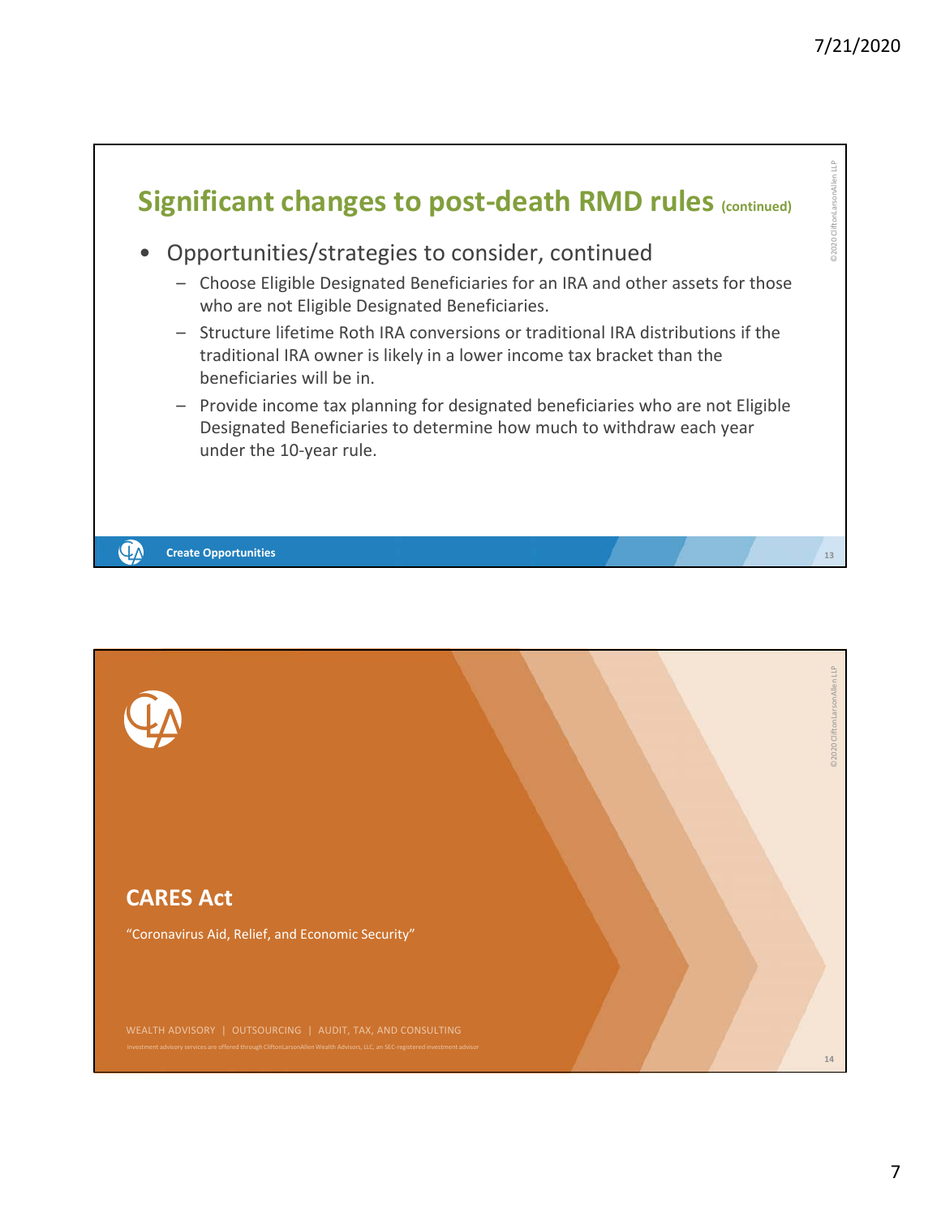## Significant changes to post-death RMD rules (continued)

- Opportunities/strategies to consider, continued
  - Choose Eligible Designated Beneficiaries for an IRA and other assets for those who are not Eligible Designated Beneficiaries.
  - Structure lifetime Roth IRA conversions or traditional IRA distributions if the traditional IRA owner is likely in a lower income tax bracket than the beneficiaries will be in.
  - Provide income tax planning for designated beneficiaries who are not Eligible Designated Beneficiaries to determine how much to withdraw each year under the 10-year rule.

Create Opportunities

## CARES Act

"Coronavirus Aid, Relief, and Economic Security"

WEALTH ADVISORY | OUTSOURCING | AUDIT, TAX, AND CONSULTING

Investment advisory services are offered through CliftonLarsonAllen Wealth Advisors, LLC, an SEC-registered investment advisor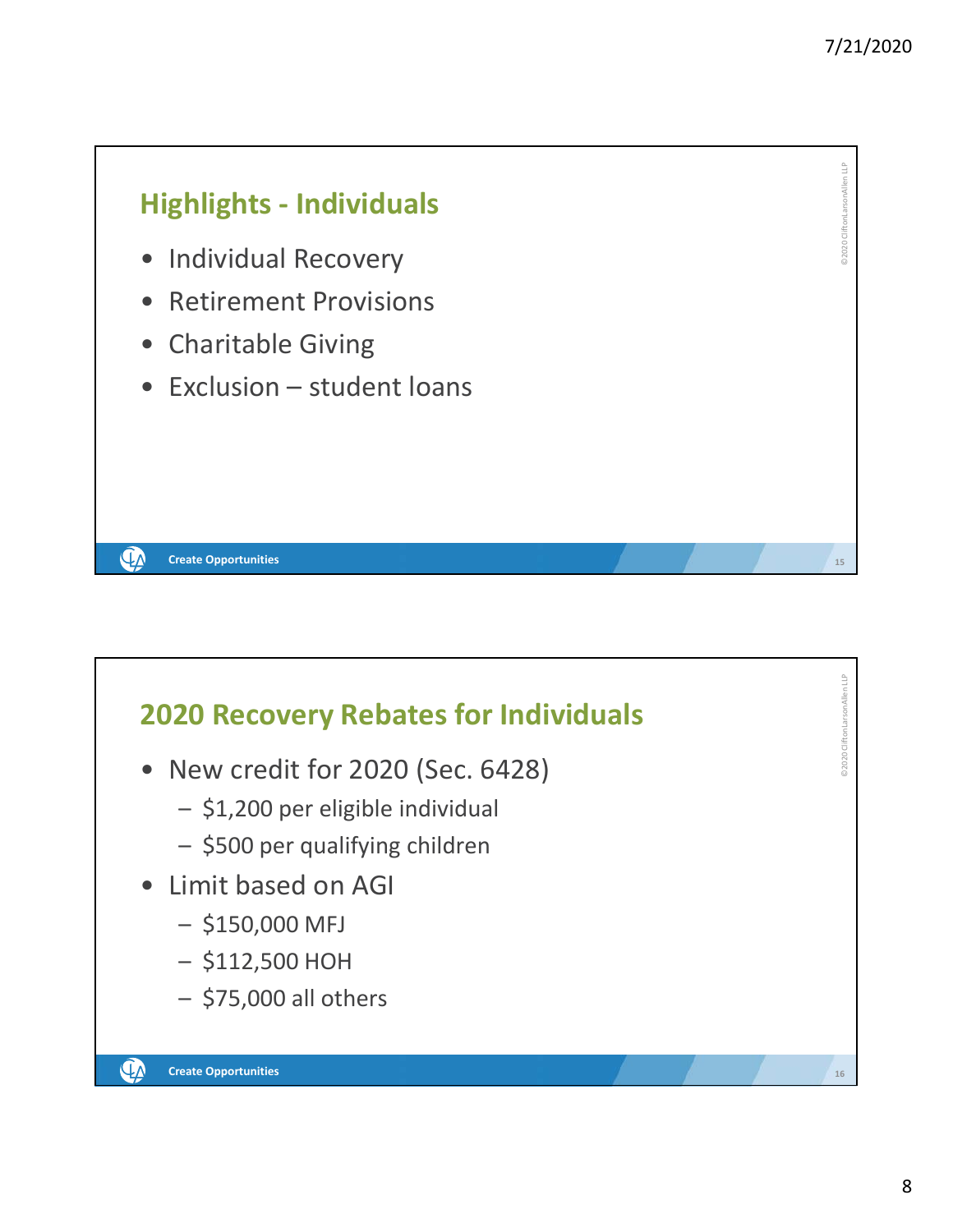## Highlights - Individuals

- Individual Recovery
- Retirement Provisions
- Charitable Giving
- Exclusion – student loans

## 2020 Recovery Rebates for Individuals

- New credit for 2020 (Sec. 6428)
  - $1,200 per eligible individual
  - $500 per qualifying children
- Limit based on AGI
  - $150,000 MFJ
  - $112,500 HOH
  - $75,000 all others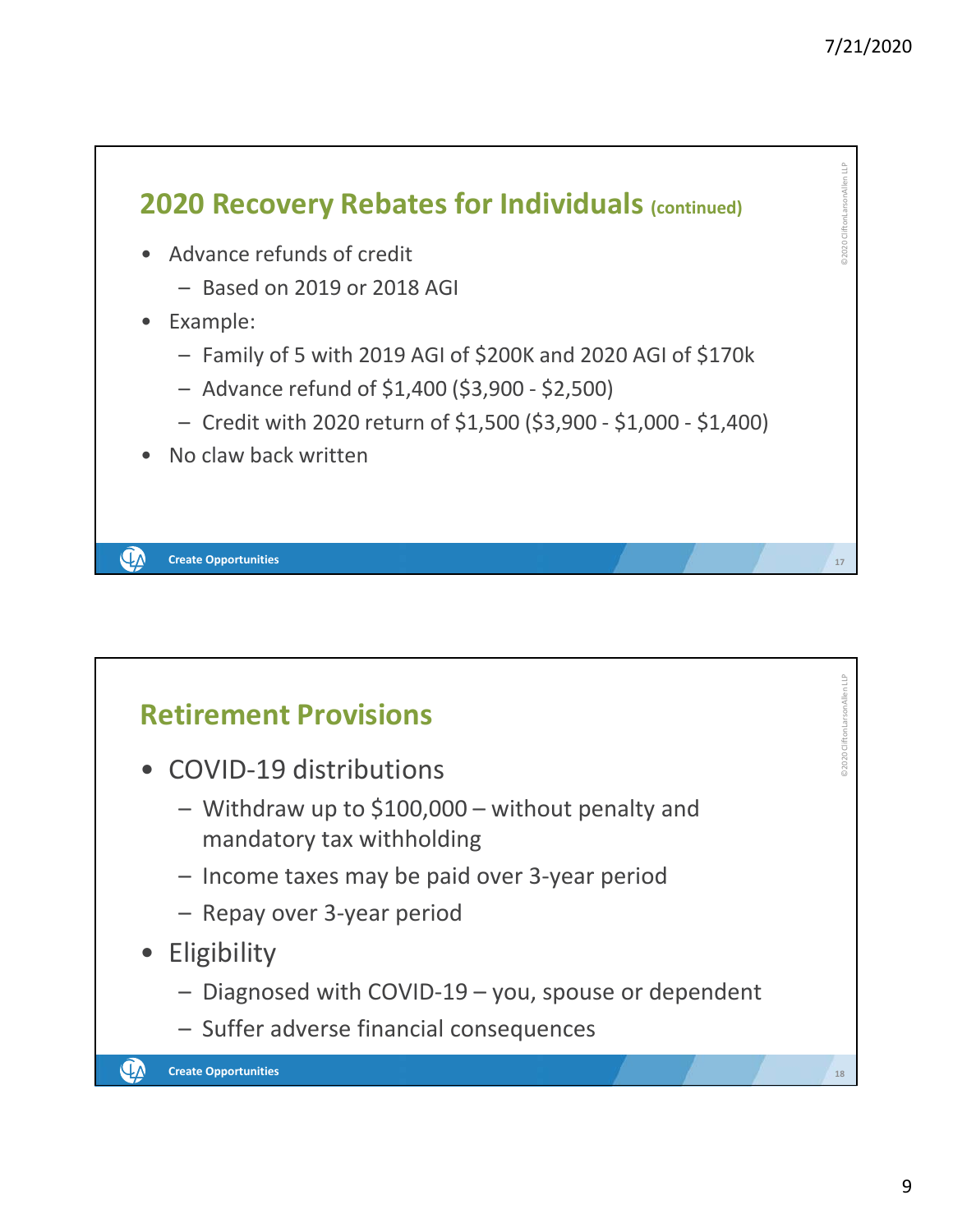## 2020 Recovery Rebates for Individuals (continued)

- Advance refunds of credit
  - Based on 2019 or 2018 AGI
- Example:
  - Family of 5 with 2019 AGI of $200K and 2020 AGI of $170k
  - Advance refund of $1,400 ($3,900 - $2,500)
  - Credit with 2020 return of $1,500 ($3,900 - $1,000 - $1,400)
- No claw back written

## Retirement Provisions

- COVID-19 distributions
  - Withdraw up to $100,000 – without penalty and mandatory tax withholding
  - Income taxes may be paid over 3-year period
  - Repay over 3-year period
- Eligibility
  - Diagnosed with COVID-19 – you, spouse or dependent
  - Suffer adverse financial consequences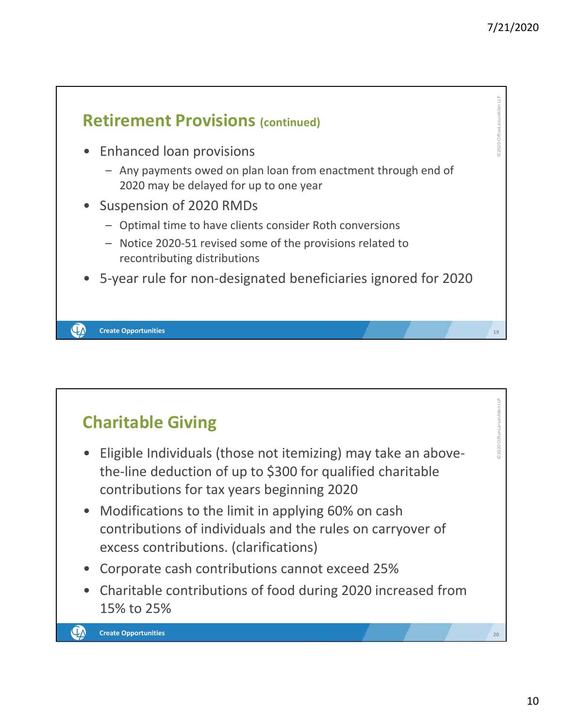## Retirement Provisions (continued)

- Enhanced loan provisions
  - Any payments owed on plan loan from enactment through end of 2020 may be delayed for up to one year
- Suspension of 2020 RMDs
  - Optimal time to have clients consider Roth conversions
  - Notice 2020-51 revised some of the provisions related to recontributing distributions
- 5-year rule for non-designated beneficiaries ignored for 2020

## Charitable Giving

- Eligible Individuals (those not itemizing) may take an above-the-line deduction of up to $300 for qualified charitable contributions for tax years beginning 2020
- Modifications to the limit in applying 60% on cash contributions of individuals and the rules on carryover of excess contributions. (clarifications)
- Corporate cash contributions cannot exceed 25%
- Charitable contributions of food during 2020 increased from 15% to 25%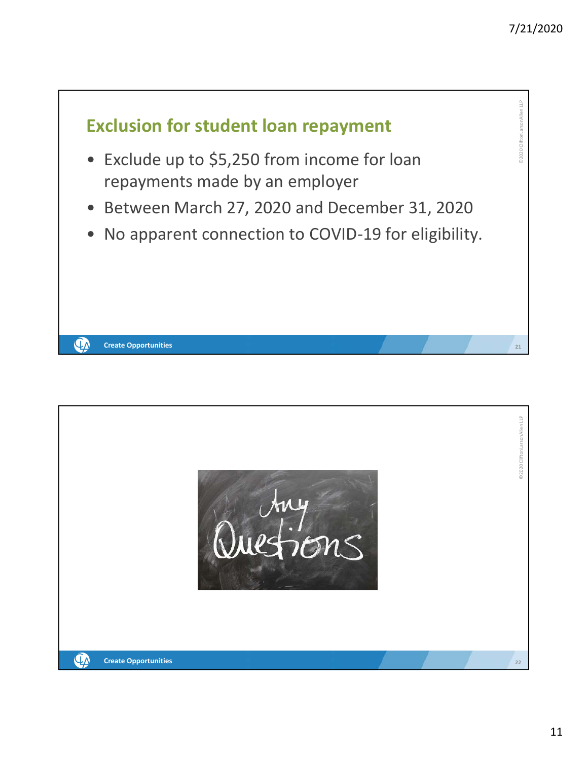## Exclusion for student loan repayment

- Exclude up to $5,250 from income for loan repayments made by an employer
- Between March 27, 2020 and December 31, 2020
- No apparent connection to COVID-19 for eligibility.

Any Questions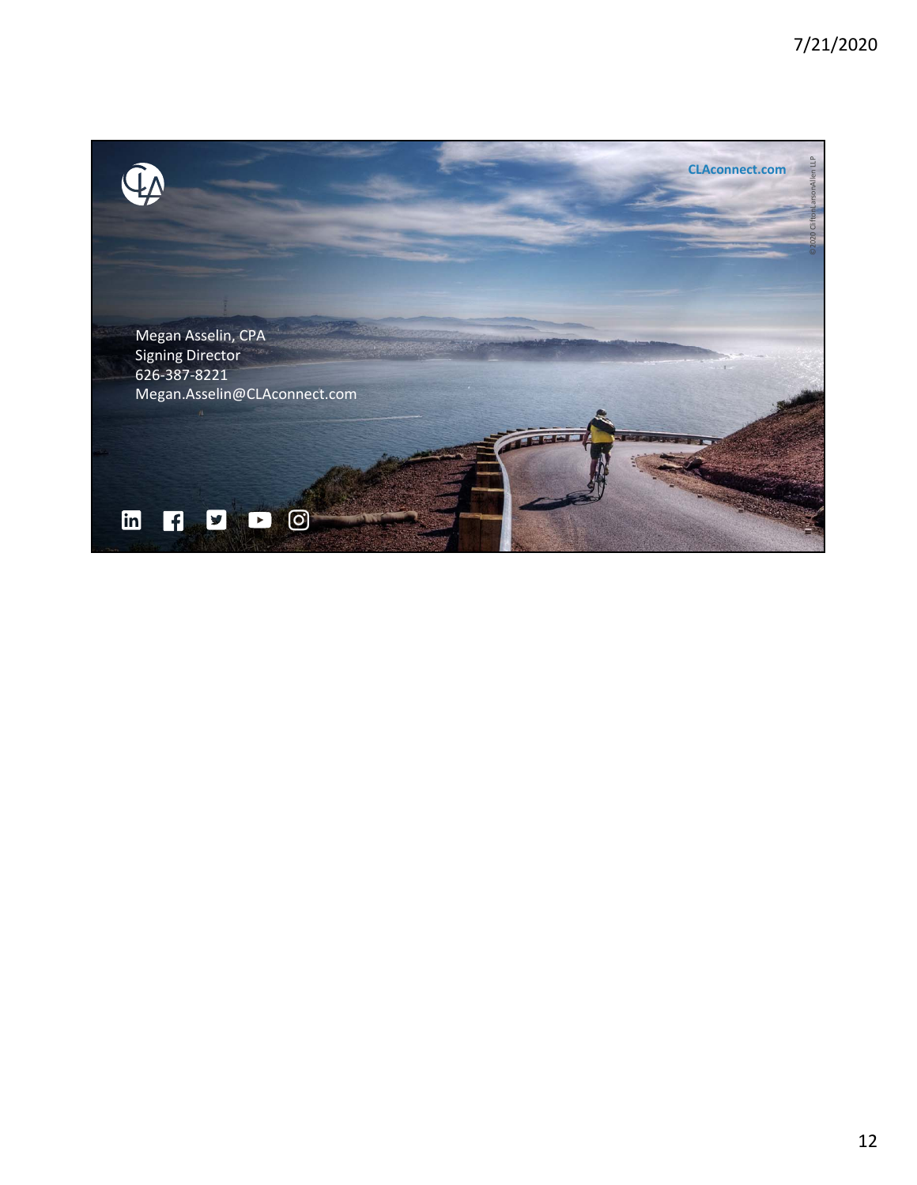Megan Asselin, CPA
Signing Director
626-387-8221
Megan.Asselin@CLAconnect.com

CLAconnect.com

©2020 CliftonLarsonAllen LLP